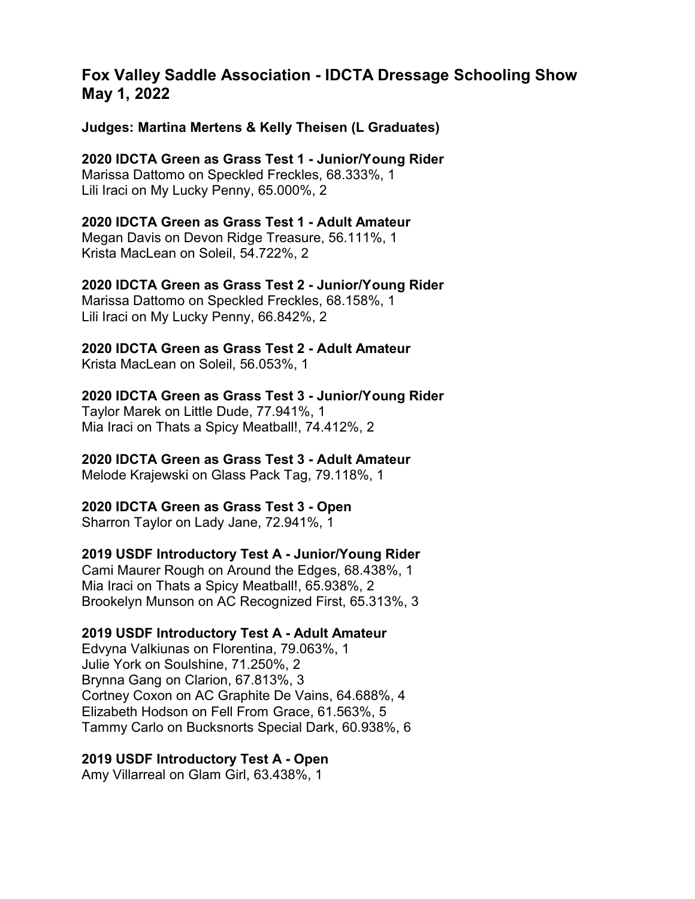## Fox Valley Saddle Association - IDCTA Dressage Schooling Show May 1, 2022

**Judges: Martina Mertens & Kelly Theisen (L Graduates)**

**2020 IDCTA Green as Grass Test 1 - Junior/Young Rider**
Marissa Dattomo on Speckled Freckles, 68.333%, 1
Lili Iraci on My Lucky Penny, 65.000%, 2

**2020 IDCTA Green as Grass Test 1 - Adult Amateur**
Megan Davis on Devon Ridge Treasure, 56.111%, 1
Krista MacLean on Soleil, 54.722%, 2

**2020 IDCTA Green as Grass Test 2 - Junior/Young Rider**
Marissa Dattomo on Speckled Freckles, 68.158%, 1
Lili Iraci on My Lucky Penny, 66.842%, 2

**2020 IDCTA Green as Grass Test 2 - Adult Amateur**
Krista MacLean on Soleil, 56.053%, 1

**2020 IDCTA Green as Grass Test 3 - Junior/Young Rider**
Taylor Marek on Little Dude, 77.941%, 1
Mia Iraci on Thats a Spicy Meatball!, 74.412%, 2

**2020 IDCTA Green as Grass Test 3 - Adult Amateur**
Melode Krajewski on Glass Pack Tag, 79.118%, 1

**2020 IDCTA Green as Grass Test 3 - Open**
Sharron Taylor on Lady Jane, 72.941%, 1

**2019 USDF Introductory Test A - Junior/Young Rider**
Cami Maurer Rough on Around the Edges, 68.438%, 1
Mia Iraci on Thats a Spicy Meatball!, 65.938%, 2
Brookelyn Munson on AC Recognized First, 65.313%, 3

**2019 USDF Introductory Test A - Adult Amateur**
Edvyna Valkiunas on Florentina, 79.063%, 1
Julie York on Soulshine, 71.250%, 2
Brynna Gang on Clarion, 67.813%, 3
Cortney Coxon on AC Graphite De Vains, 64.688%, 4
Elizabeth Hodson on Fell From Grace, 61.563%, 5
Tammy Carlo on Bucksnorts Special Dark, 60.938%, 6

**2019 USDF Introductory Test A - Open**
Amy Villarreal on Glam Girl, 63.438%, 1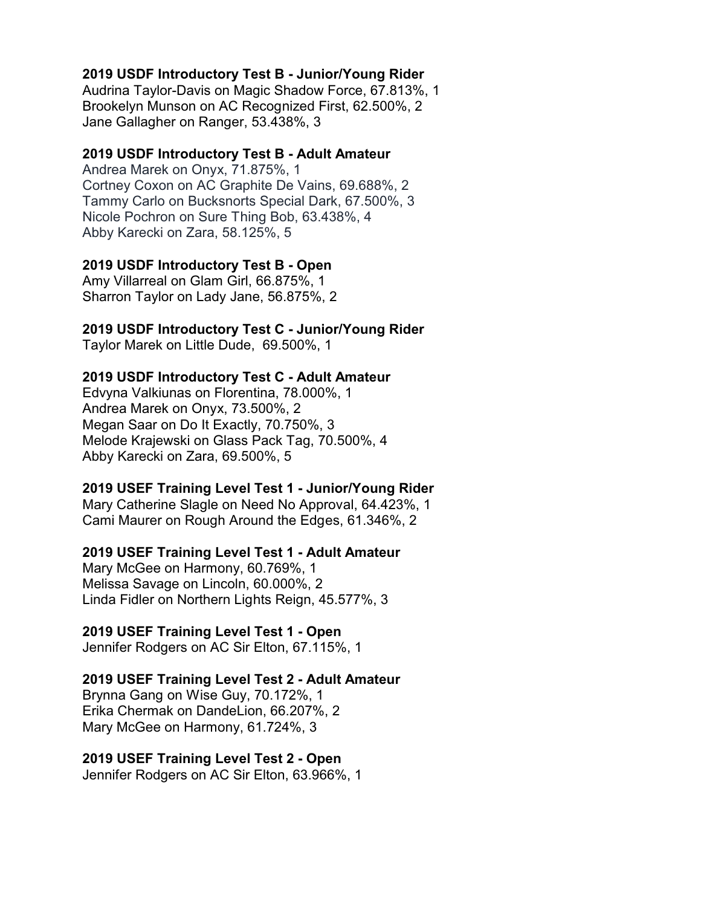**2019 USDF Introductory Test B - Junior/Young Rider**
Audrina Taylor-Davis on Magic Shadow Force, 67.813%, 1
Brookelyn Munson on AC Recognized First, 62.500%, 2
Jane Gallagher on Ranger, 53.438%, 3

**2019 USDF Introductory Test B - Adult Amateur**
Andrea Marek on Onyx, 71.875%, 1
Cortney Coxon on AC Graphite De Vains, 69.688%, 2
Tammy Carlo on Bucksnorts Special Dark, 67.500%, 3
Nicole Pochron on Sure Thing Bob, 63.438%, 4
Abby Karecki on Zara, 58.125%, 5

**2019 USDF Introductory Test B - Open**
Amy Villarreal on Glam Girl, 66.875%, 1
Sharron Taylor on Lady Jane, 56.875%, 2

**2019 USDF Introductory Test C - Junior/Young Rider**
Taylor Marek on Little Dude, 69.500%, 1

**2019 USDF Introductory Test C - Adult Amateur**
Edvyna Valkiunas on Florentina, 78.000%, 1
Andrea Marek on Onyx, 73.500%, 2
Megan Saar on Do It Exactly, 70.750%, 3
Melode Krajewski on Glass Pack Tag, 70.500%, 4
Abby Karecki on Zara, 69.500%, 5

**2019 USEF Training Level Test 1 - Junior/Young Rider**
Mary Catherine Slagle on Need No Approval, 64.423%, 1
Cami Maurer on Rough Around the Edges, 61.346%, 2

**2019 USEF Training Level Test 1 - Adult Amateur**
Mary McGee on Harmony, 60.769%, 1
Melissa Savage on Lincoln, 60.000%, 2
Linda Fidler on Northern Lights Reign, 45.577%, 3

**2019 USEF Training Level Test 1 - Open**
Jennifer Rodgers on AC Sir Elton, 67.115%, 1

**2019 USEF Training Level Test 2 - Adult Amateur**
Brynna Gang on Wise Guy, 70.172%, 1
Erika Chermak on DandeLion, 66.207%, 2
Mary McGee on Harmony, 61.724%, 3

**2019 USEF Training Level Test 2 - Open**
Jennifer Rodgers on AC Sir Elton, 63.966%, 1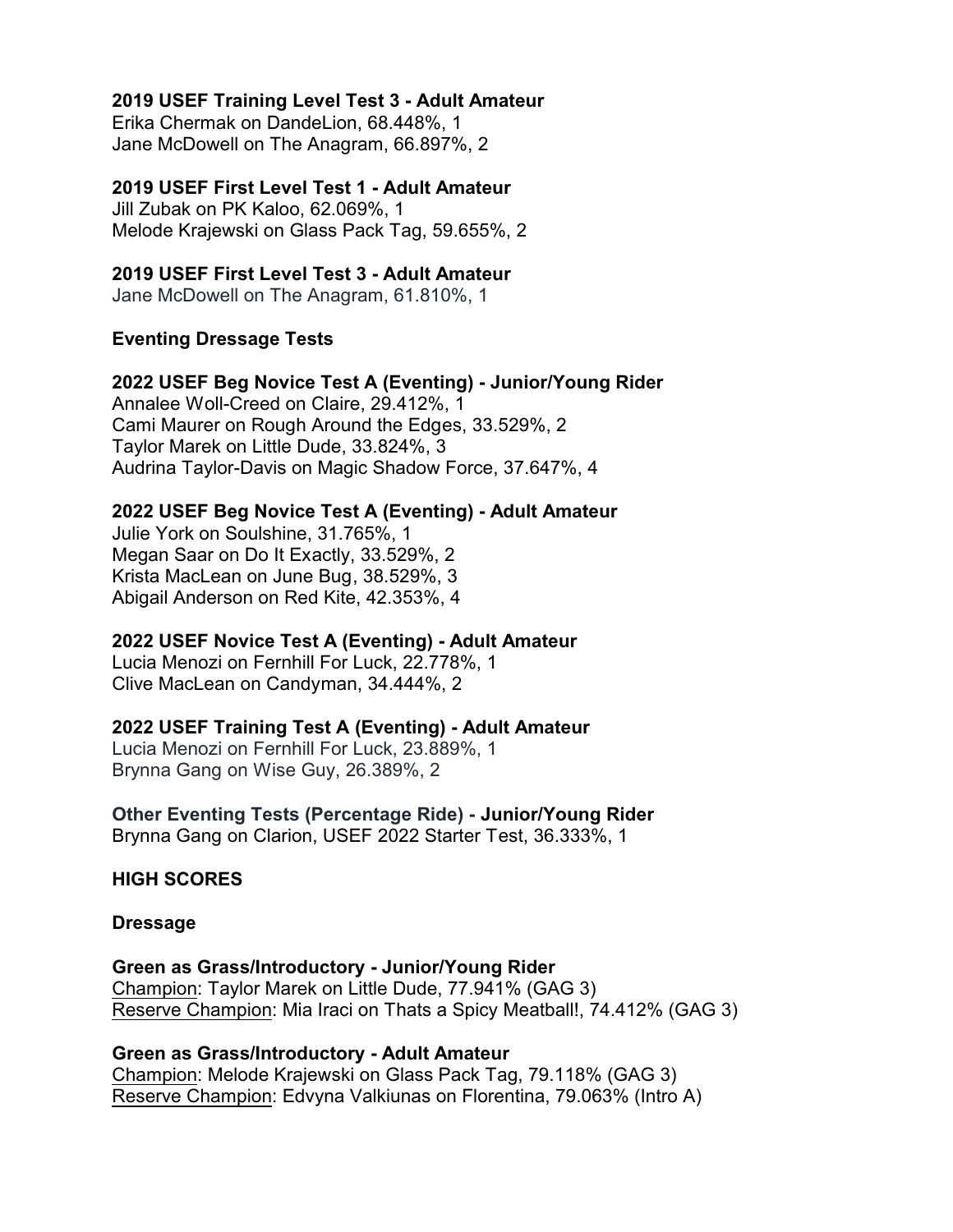**2019 USEF Training Level Test 3 - Adult Amateur**
Erika Chermak on DandeLion, 68.448%, 1
Jane McDowell on The Anagram, 66.897%, 2

**2019 USEF First Level Test 1 - Adult Amateur**
Jill Zubak on PK Kaloo, 62.069%, 1
Melode Krajewski on Glass Pack Tag, 59.655%, 2

**2019 USEF First Level Test 3 - Adult Amateur**
Jane McDowell on The Anagram, 61.810%, 1

**Eventing Dressage Tests**

**2022 USEF Beg Novice Test A (Eventing) - Junior/Young Rider**
Annalee Woll-Creed on Claire, 29.412%, 1
Cami Maurer on Rough Around the Edges, 33.529%, 2
Taylor Marek on Little Dude, 33.824%, 3
Audrina Taylor-Davis on Magic Shadow Force, 37.647%, 4

**2022 USEF Beg Novice Test A (Eventing) - Adult Amateur**
Julie York on Soulshine, 31.765%, 1
Megan Saar on Do It Exactly, 33.529%, 2
Krista MacLean on June Bug, 38.529%, 3
Abigail Anderson on Red Kite, 42.353%, 4

**2022 USEF Novice Test A (Eventing) - Adult Amateur**
Lucia Menozi on Fernhill For Luck, 22.778%, 1
Clive MacLean on Candyman, 34.444%, 2

**2022 USEF Training Test A (Eventing) - Adult Amateur**
Lucia Menozi on Fernhill For Luck, 23.889%, 1
Brynna Gang on Wise Guy, 26.389%, 2

**Other Eventing Tests (Percentage Ride) - Junior/Young Rider**
Brynna Gang on Clarion, USEF 2022 Starter Test, 36.333%, 1

**HIGH SCORES**

**Dressage**

**Green as Grass/Introductory - Junior/Young Rider**
Champion: Taylor Marek on Little Dude, 77.941% (GAG 3)
Reserve Champion: Mia Iraci on Thats a Spicy Meatball!, 74.412% (GAG 3)

**Green as Grass/Introductory - Adult Amateur**
Champion: Melode Krajewski on Glass Pack Tag, 79.118% (GAG 3)
Reserve Champion: Edvyna Valkiunas on Florentina, 79.063% (Intro A)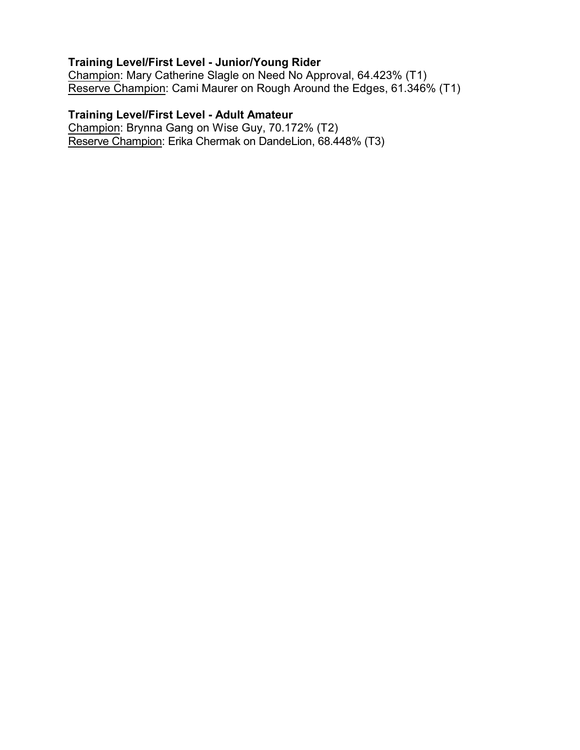**Training Level/First Level - Junior/Young Rider**

Champion: Mary Catherine Slagle on Need No Approval, 64.423% (T1)
Reserve Champion: Cami Maurer on Rough Around the Edges, 61.346% (T1)

**Training Level/First Level - Adult Amateur**

Champion: Brynna Gang on Wise Guy, 70.172% (T2)
Reserve Champion: Erika Chermak on DandeLion, 68.448% (T3)